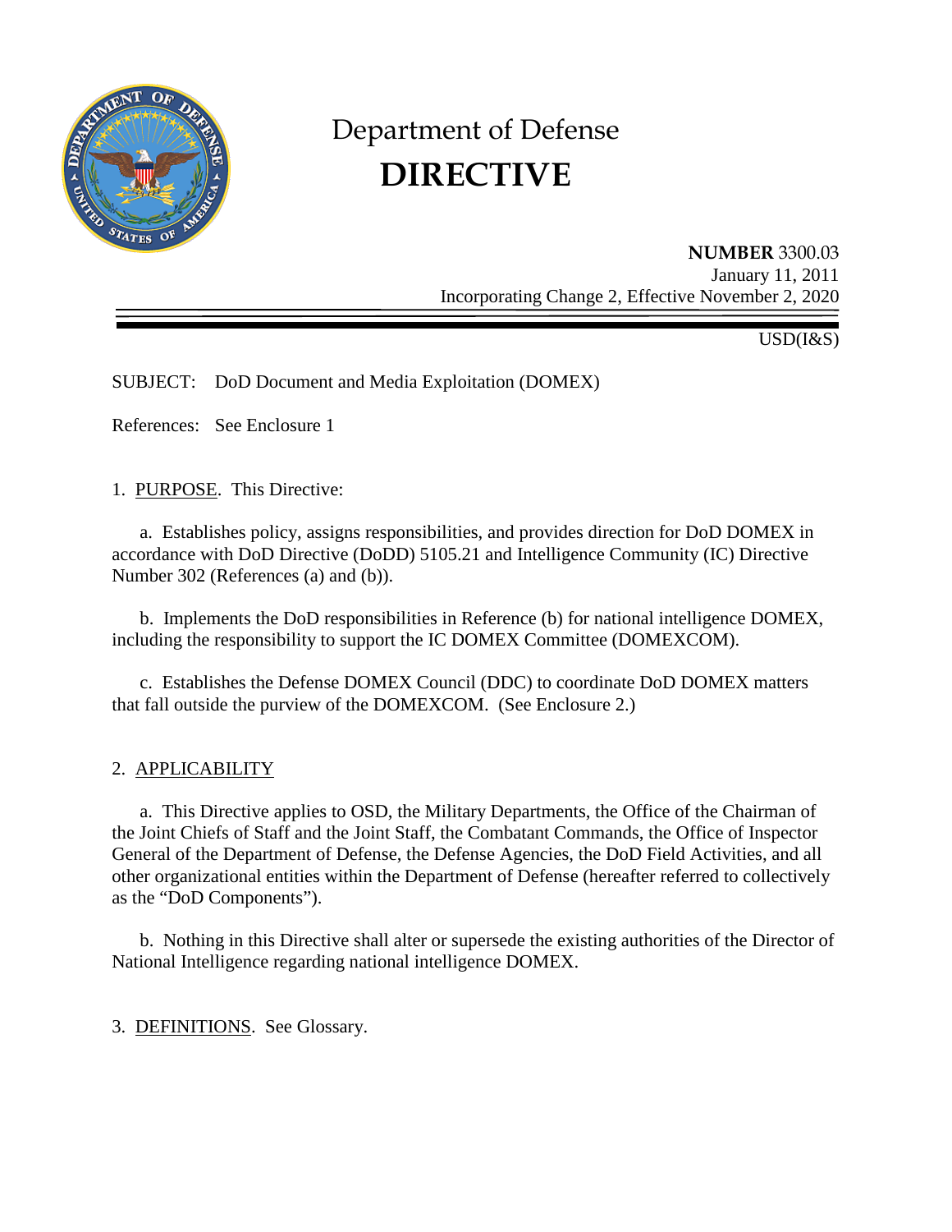# Department of Defense
# DIRECTIVE

**NUMBER** 3300.03
January 11, 2011
Incorporating Change 2, Effective November 2, 2020

USD(I&S)

SUBJECT: DoD Document and Media Exploitation (DOMEX)

References: See Enclosure 1

1. PURPOSE. This Directive:

a. Establishes policy, assigns responsibilities, and provides direction for DoD DOMEX in accordance with DoD Directive (DoDD) 5105.21 and Intelligence Community (IC) Directive Number 302 (References (a) and (b)).

b. Implements the DoD responsibilities in Reference (b) for national intelligence DOMEX, including the responsibility to support the IC DOMEX Committee (DOMEXCOM).

c. Establishes the Defense DOMEX Council (DDC) to coordinate DoD DOMEX matters that fall outside the purview of the DOMEXCOM. (See Enclosure 2.)

2. APPLICABILITY

a. This Directive applies to OSD, the Military Departments, the Office of the Chairman of the Joint Chiefs of Staff and the Joint Staff, the Combatant Commands, the Office of Inspector General of the Department of Defense, the Defense Agencies, the DoD Field Activities, and all other organizational entities within the Department of Defense (hereafter referred to collectively as the "DoD Components").

b. Nothing in this Directive shall alter or supersede the existing authorities of the Director of National Intelligence regarding national intelligence DOMEX.

3. DEFINITIONS. See Glossary.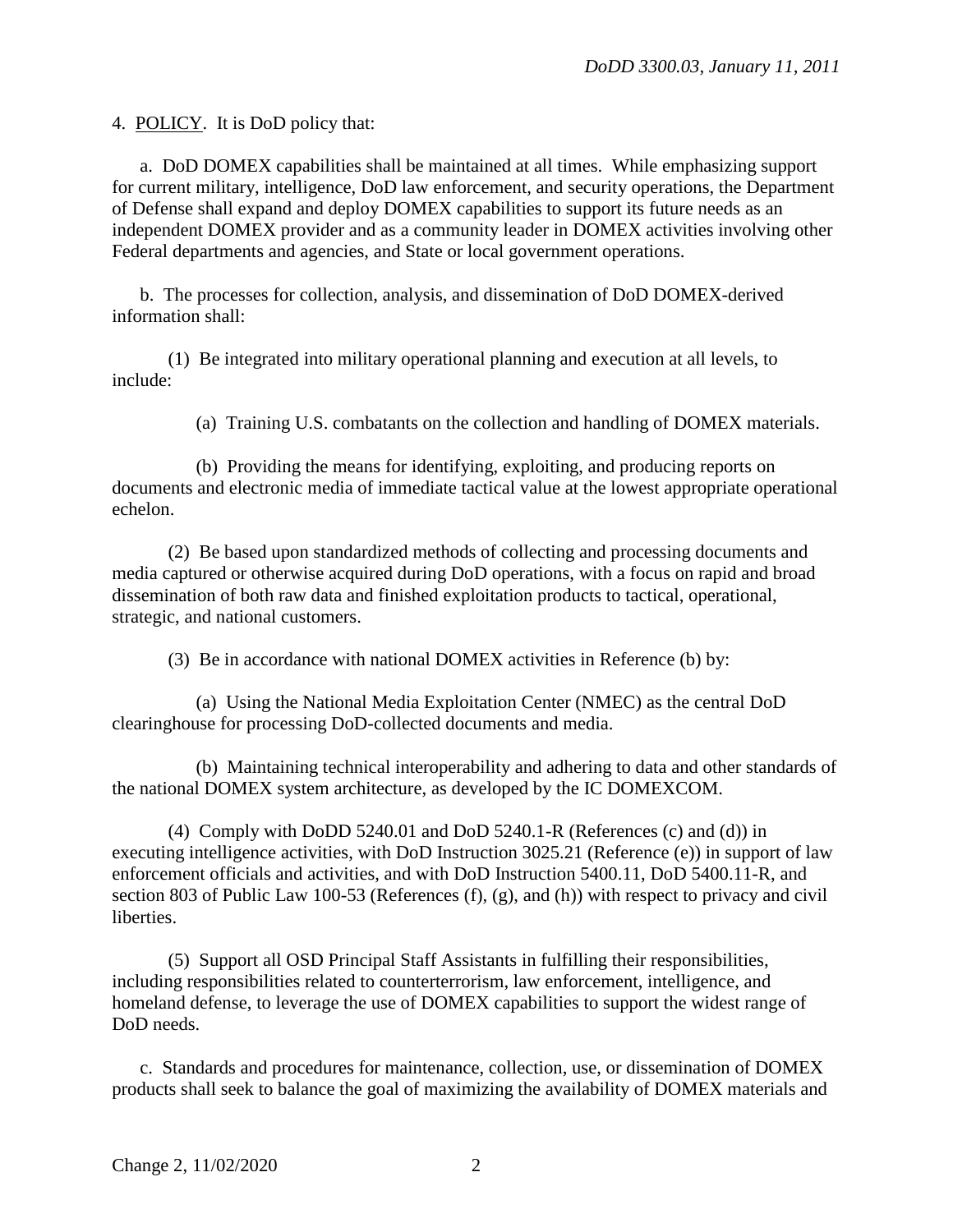4. POLICY. It is DoD policy that:

a. DoD DOMEX capabilities shall be maintained at all times. While emphasizing support for current military, intelligence, DoD law enforcement, and security operations, the Department of Defense shall expand and deploy DOMEX capabilities to support its future needs as an independent DOMEX provider and as a community leader in DOMEX activities involving other Federal departments and agencies, and State or local government operations.

b. The processes for collection, analysis, and dissemination of DoD DOMEX-derived information shall:

(1) Be integrated into military operational planning and execution at all levels, to include:

(a) Training U.S. combatants on the collection and handling of DOMEX materials.

(b) Providing the means for identifying, exploiting, and producing reports on documents and electronic media of immediate tactical value at the lowest appropriate operational echelon.

(2) Be based upon standardized methods of collecting and processing documents and media captured or otherwise acquired during DoD operations, with a focus on rapid and broad dissemination of both raw data and finished exploitation products to tactical, operational, strategic, and national customers.

(3) Be in accordance with national DOMEX activities in Reference (b) by:

(a) Using the National Media Exploitation Center (NMEC) as the central DoD clearinghouse for processing DoD-collected documents and media.

(b) Maintaining technical interoperability and adhering to data and other standards of the national DOMEX system architecture, as developed by the IC DOMEXCOM.

(4) Comply with DoDD 5240.01 and DoD 5240.1-R (References (c) and (d)) in executing intelligence activities, with DoD Instruction 3025.21 (Reference (e)) in support of law enforcement officials and activities, and with DoD Instruction 5400.11, DoD 5400.11-R, and section 803 of Public Law 100-53 (References (f), (g), and (h)) with respect to privacy and civil liberties.

(5) Support all OSD Principal Staff Assistants in fulfilling their responsibilities, including responsibilities related to counterterrorism, law enforcement, intelligence, and homeland defense, to leverage the use of DOMEX capabilities to support the widest range of DoD needs.

c. Standards and procedures for maintenance, collection, use, or dissemination of DOMEX products shall seek to balance the goal of maximizing the availability of DOMEX materials and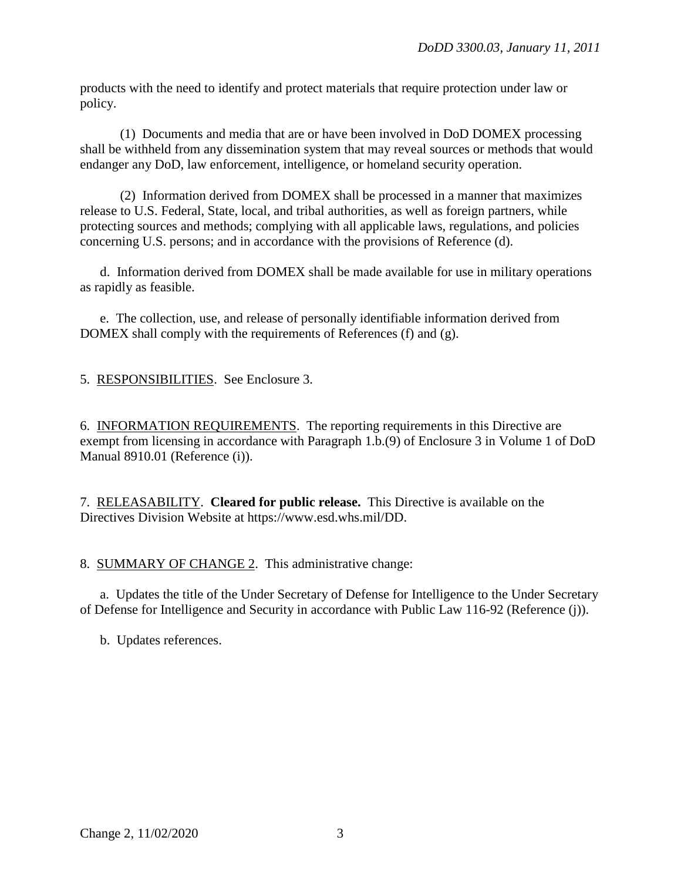products with the need to identify and protect materials that require protection under law or policy.

(1) Documents and media that are or have been involved in DoD DOMEX processing shall be withheld from any dissemination system that may reveal sources or methods that would endanger any DoD, law enforcement, intelligence, or homeland security operation.

(2) Information derived from DOMEX shall be processed in a manner that maximizes release to U.S. Federal, State, local, and tribal authorities, as well as foreign partners, while protecting sources and methods; complying with all applicable laws, regulations, and policies concerning U.S. persons; and in accordance with the provisions of Reference (d).

d. Information derived from DOMEX shall be made available for use in military operations as rapidly as feasible.

e. The collection, use, and release of personally identifiable information derived from DOMEX shall comply with the requirements of References (f) and (g).

5. RESPONSIBILITIES. See Enclosure 3.

6. INFORMATION REQUIREMENTS. The reporting requirements in this Directive are exempt from licensing in accordance with Paragraph 1.b.(9) of Enclosure 3 in Volume 1 of DoD Manual 8910.01 (Reference (i)).

7. RELEASABILITY. **Cleared for public release.** This Directive is available on the Directives Division Website at https://www.esd.whs.mil/DD.

8. SUMMARY OF CHANGE 2. This administrative change:

a. Updates the title of the Under Secretary of Defense for Intelligence to the Under Secretary of Defense for Intelligence and Security in accordance with Public Law 116-92 (Reference (j)).

b. Updates references.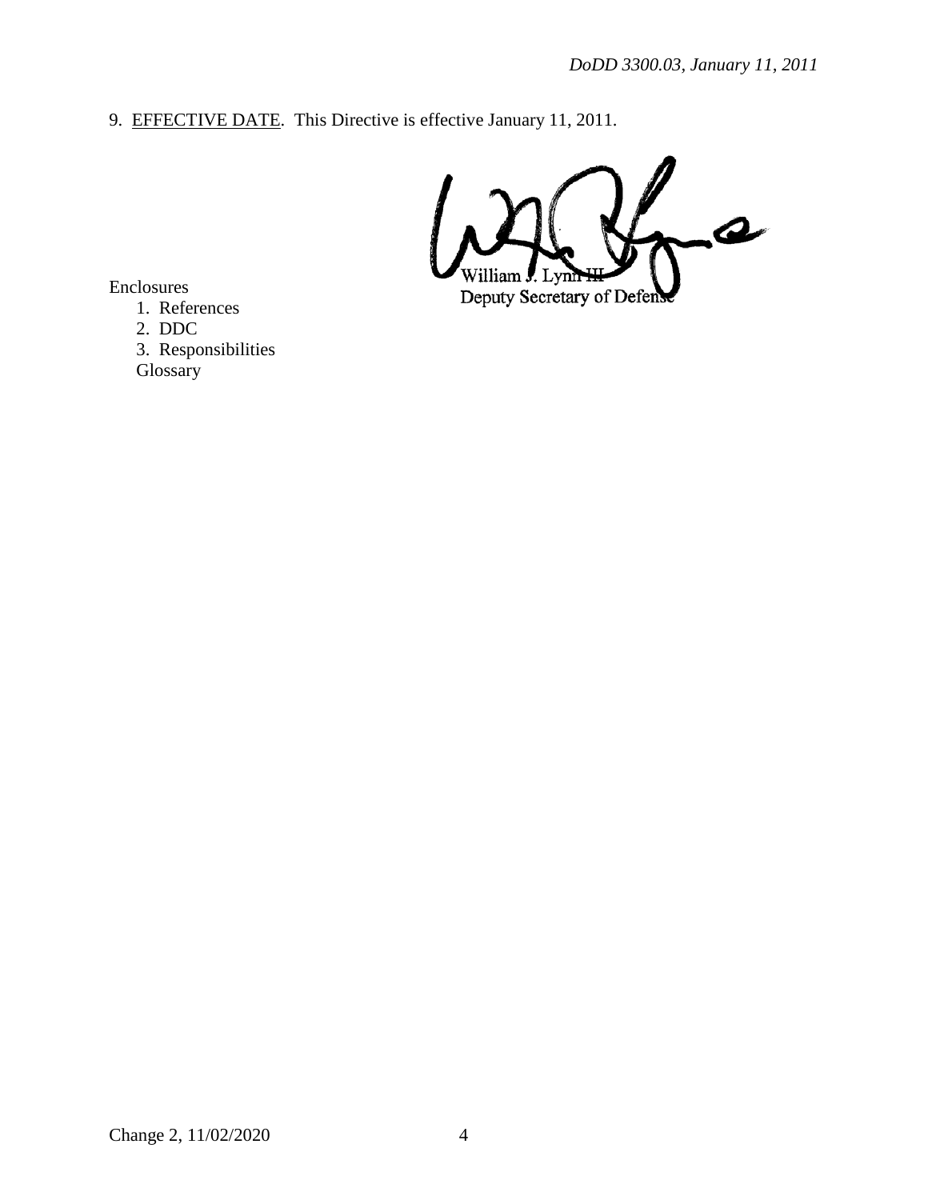9. EFFECTIVE DATE. This Directive is effective January 11, 2011.

William J. Lynn III
Deputy Secretary of Defense

Enclosures
1. References
2. DDC
3. Responsibilities
Glossary

Change 2, 11/02/2020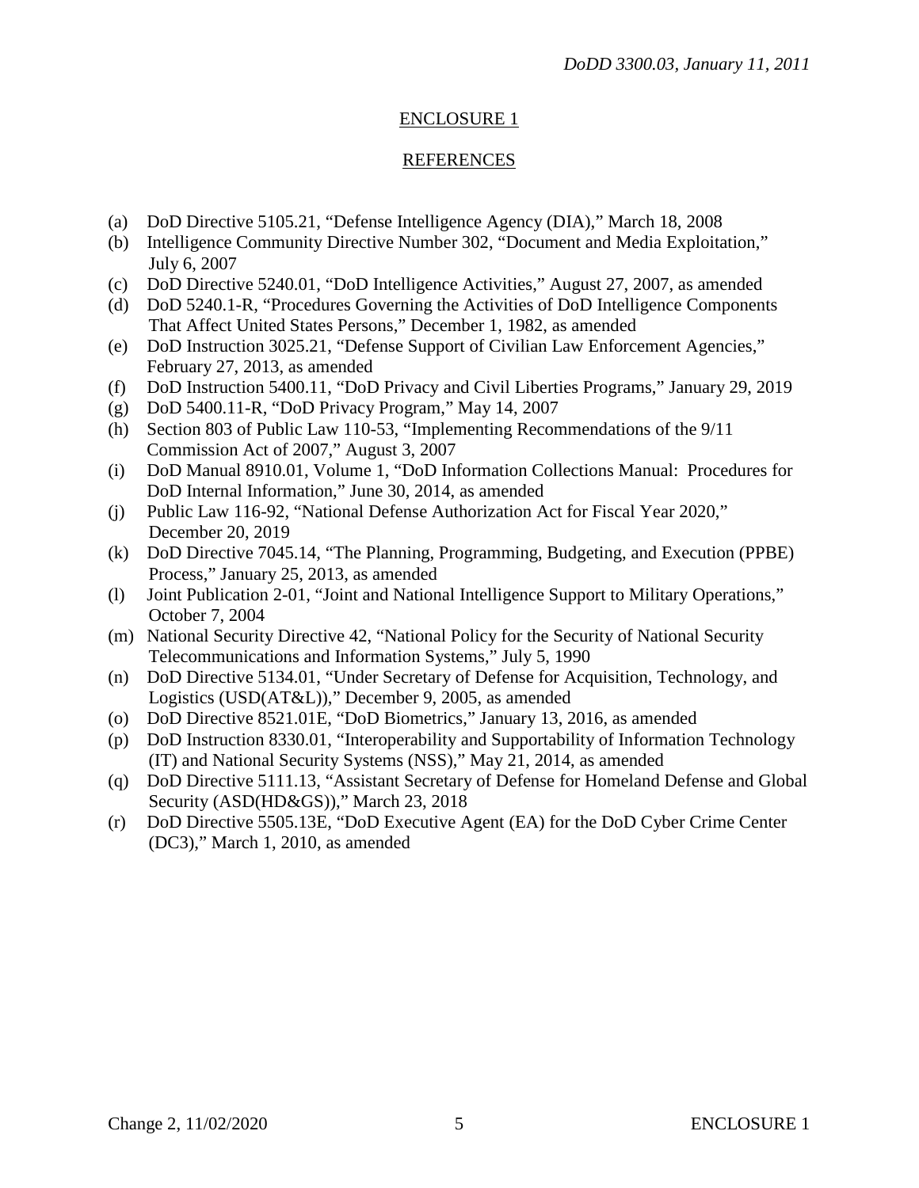## ENCLOSURE 1

## REFERENCES

(a) DoD Directive 5105.21, "Defense Intelligence Agency (DIA)," March 18, 2008

(b) Intelligence Community Directive Number 302, "Document and Media Exploitation," July 6, 2007

(c) DoD Directive 5240.01, "DoD Intelligence Activities," August 27, 2007, as amended

(d) DoD 5240.1-R, "Procedures Governing the Activities of DoD Intelligence Components That Affect United States Persons," December 1, 1982, as amended

(e) DoD Instruction 3025.21, "Defense Support of Civilian Law Enforcement Agencies," February 27, 2013, as amended

(f) DoD Instruction 5400.11, "DoD Privacy and Civil Liberties Programs," January 29, 2019

(g) DoD 5400.11-R, "DoD Privacy Program," May 14, 2007

(h) Section 803 of Public Law 110-53, "Implementing Recommendations of the 9/11 Commission Act of 2007," August 3, 2007

(i) DoD Manual 8910.01, Volume 1, "DoD Information Collections Manual: Procedures for DoD Internal Information," June 30, 2014, as amended

(j) Public Law 116-92, "National Defense Authorization Act for Fiscal Year 2020," December 20, 2019

(k) DoD Directive 7045.14, "The Planning, Programming, Budgeting, and Execution (PPBE) Process," January 25, 2013, as amended

(l) Joint Publication 2-01, "Joint and National Intelligence Support to Military Operations," October 7, 2004

(m) National Security Directive 42, "National Policy for the Security of National Security Telecommunications and Information Systems," July 5, 1990

(n) DoD Directive 5134.01, "Under Secretary of Defense for Acquisition, Technology, and Logistics (USD(AT&L))," December 9, 2005, as amended

(o) DoD Directive 8521.01E, "DoD Biometrics," January 13, 2016, as amended

(p) DoD Instruction 8330.01, "Interoperability and Supportability of Information Technology (IT) and National Security Systems (NSS)," May 21, 2014, as amended

(q) DoD Directive 5111.13, "Assistant Secretary of Defense for Homeland Defense and Global Security (ASD(HD&GS))," March 23, 2018

(r) DoD Directive 5505.13E, "DoD Executive Agent (EA) for the DoD Cyber Crime Center (DC3)," March 1, 2010, as amended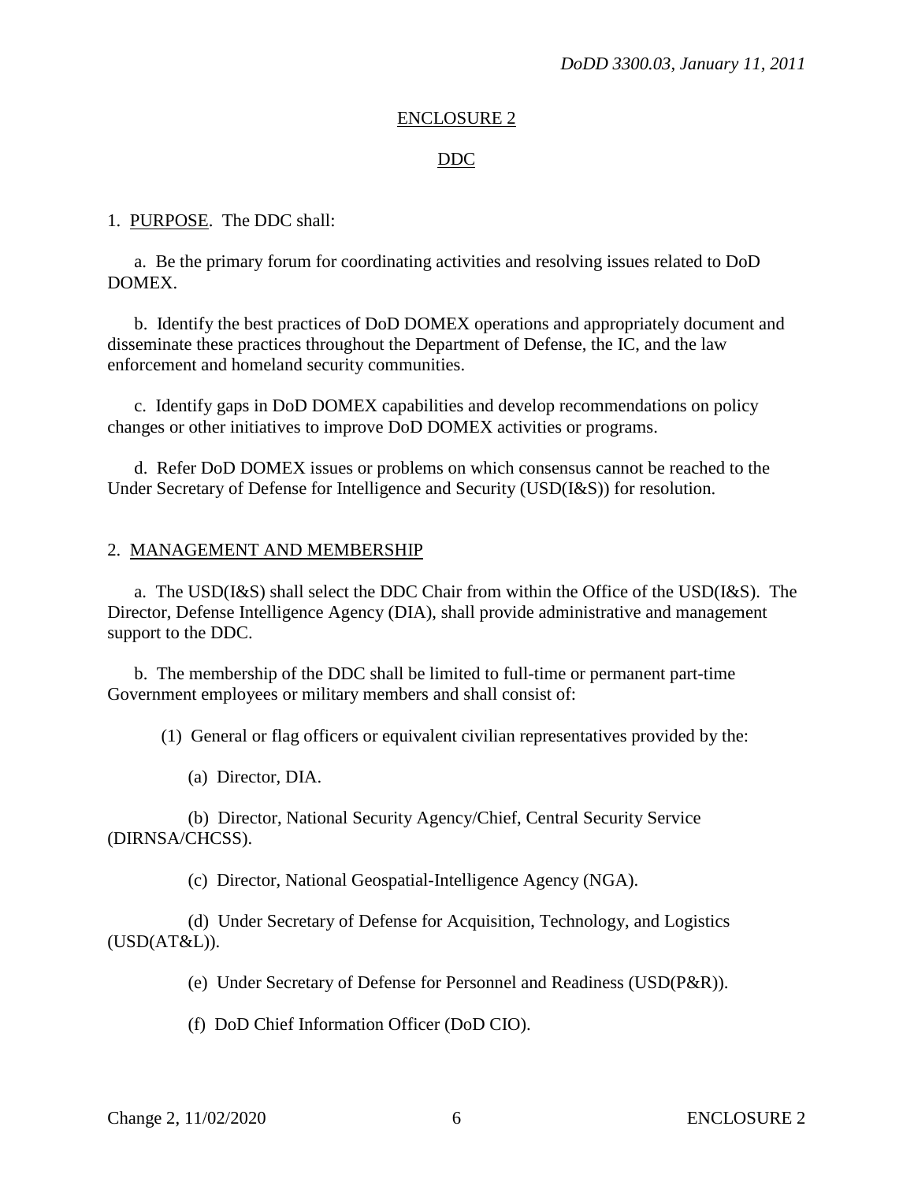## ENCLOSURE 2

## DDC

1. PURPOSE. The DDC shall:

a. Be the primary forum for coordinating activities and resolving issues related to DoD DOMEX.

b. Identify the best practices of DoD DOMEX operations and appropriately document and disseminate these practices throughout the Department of Defense, the IC, and the law enforcement and homeland security communities.

c. Identify gaps in DoD DOMEX capabilities and develop recommendations on policy changes or other initiatives to improve DoD DOMEX activities or programs.

d. Refer DoD DOMEX issues or problems on which consensus cannot be reached to the Under Secretary of Defense for Intelligence and Security (USD(I&S)) for resolution.

2. MANAGEMENT AND MEMBERSHIP

a. The USD(I&S) shall select the DDC Chair from within the Office of the USD(I&S). The Director, Defense Intelligence Agency (DIA), shall provide administrative and management support to the DDC.

b. The membership of the DDC shall be limited to full-time or permanent part-time Government employees or military members and shall consist of:

(1) General or flag officers or equivalent civilian representatives provided by the:

(a) Director, DIA.

(b) Director, National Security Agency/Chief, Central Security Service (DIRNSA/CHCSS).

(c) Director, National Geospatial-Intelligence Agency (NGA).

(d) Under Secretary of Defense for Acquisition, Technology, and Logistics (USD(AT&L)).

(e) Under Secretary of Defense for Personnel and Readiness (USD(P&R)).

(f) DoD Chief Information Officer (DoD CIO).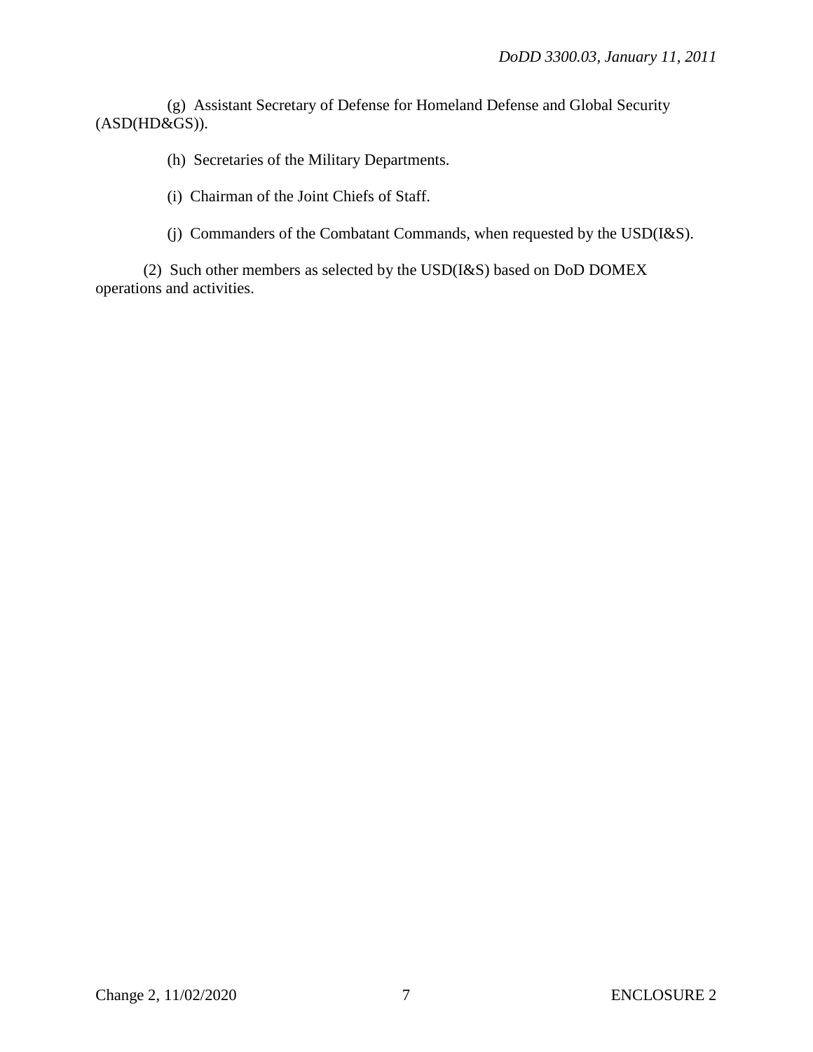(g) Assistant Secretary of Defense for Homeland Defense and Global Security (ASD(HD&GS)).

(h) Secretaries of the Military Departments.

(i) Chairman of the Joint Chiefs of Staff.

(j) Commanders of the Combatant Commands, when requested by the USD(I&S).

(2) Such other members as selected by the USD(I&S) based on DoD DOMEX operations and activities.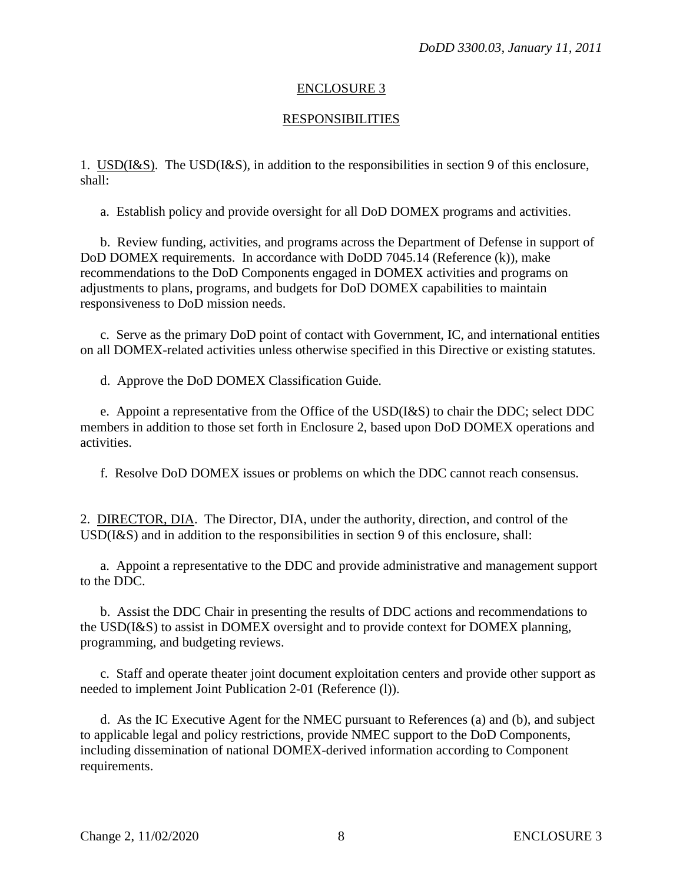## ENCLOSURE 3

## RESPONSIBILITIES

1. USD(I&S). The USD(I&S), in addition to the responsibilities in section 9 of this enclosure, shall:

a. Establish policy and provide oversight for all DoD DOMEX programs and activities.

b. Review funding, activities, and programs across the Department of Defense in support of DoD DOMEX requirements. In accordance with DoDD 7045.14 (Reference (k)), make recommendations to the DoD Components engaged in DOMEX activities and programs on adjustments to plans, programs, and budgets for DoD DOMEX capabilities to maintain responsiveness to DoD mission needs.

c. Serve as the primary DoD point of contact with Government, IC, and international entities on all DOMEX-related activities unless otherwise specified in this Directive or existing statutes.

d. Approve the DoD DOMEX Classification Guide.

e. Appoint a representative from the Office of the USD(I&S) to chair the DDC; select DDC members in addition to those set forth in Enclosure 2, based upon DoD DOMEX operations and activities.

f. Resolve DoD DOMEX issues or problems on which the DDC cannot reach consensus.

2. DIRECTOR, DIA. The Director, DIA, under the authority, direction, and control of the USD(I&S) and in addition to the responsibilities in section 9 of this enclosure, shall:

a. Appoint a representative to the DDC and provide administrative and management support to the DDC.

b. Assist the DDC Chair in presenting the results of DDC actions and recommendations to the USD(I&S) to assist in DOMEX oversight and to provide context for DOMEX planning, programming, and budgeting reviews.

c. Staff and operate theater joint document exploitation centers and provide other support as needed to implement Joint Publication 2-01 (Reference (l)).

d. As the IC Executive Agent for the NMEC pursuant to References (a) and (b), and subject to applicable legal and policy restrictions, provide NMEC support to the DoD Components, including dissemination of national DOMEX-derived information according to Component requirements.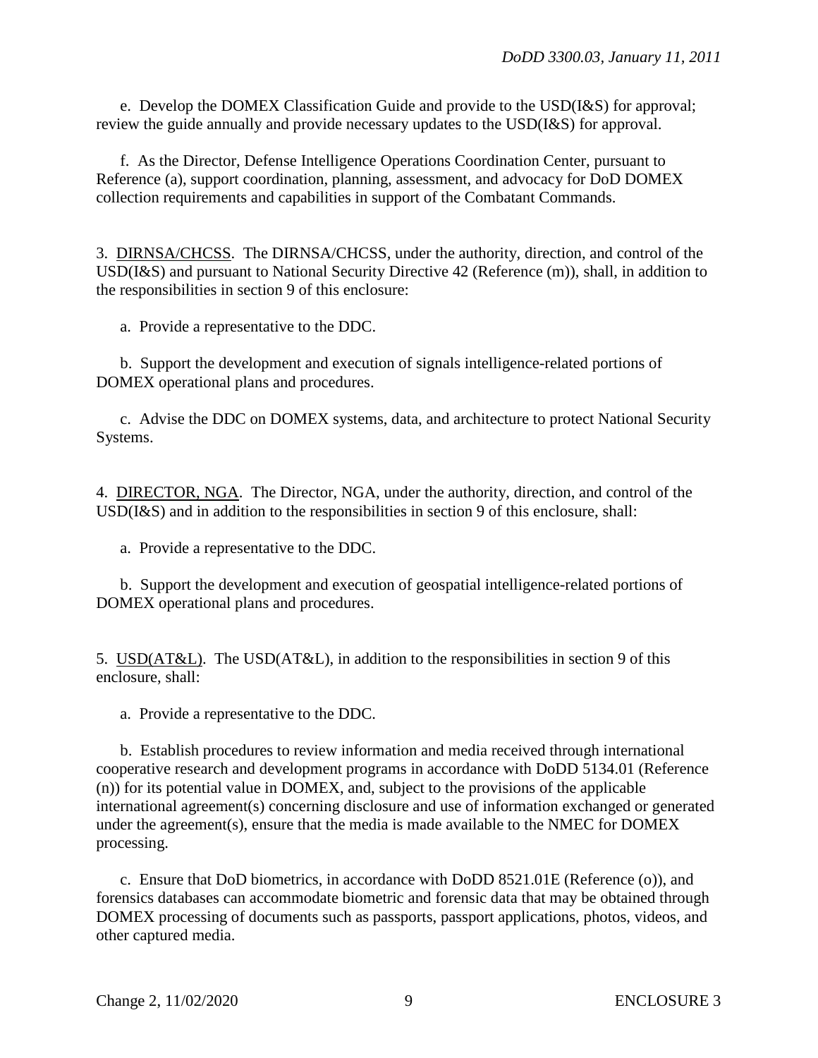e. Develop the DOMEX Classification Guide and provide to the USD(I&S) for approval; review the guide annually and provide necessary updates to the USD(I&S) for approval.

f. As the Director, Defense Intelligence Operations Coordination Center, pursuant to Reference (a), support coordination, planning, assessment, and advocacy for DoD DOMEX collection requirements and capabilities in support of the Combatant Commands.

3. DIRNSA/CHCSS. The DIRNSA/CHCSS, under the authority, direction, and control of the USD(I&S) and pursuant to National Security Directive 42 (Reference (m)), shall, in addition to the responsibilities in section 9 of this enclosure:

a. Provide a representative to the DDC.

b. Support the development and execution of signals intelligence-related portions of DOMEX operational plans and procedures.

c. Advise the DDC on DOMEX systems, data, and architecture to protect National Security Systems.

4. DIRECTOR, NGA. The Director, NGA, under the authority, direction, and control of the USD(I&S) and in addition to the responsibilities in section 9 of this enclosure, shall:

a. Provide a representative to the DDC.

b. Support the development and execution of geospatial intelligence-related portions of DOMEX operational plans and procedures.

5. USD(AT&L). The USD(AT&L), in addition to the responsibilities in section 9 of this enclosure, shall:

a. Provide a representative to the DDC.

b. Establish procedures to review information and media received through international cooperative research and development programs in accordance with DoDD 5134.01 (Reference (n)) for its potential value in DOMEX, and, subject to the provisions of the applicable international agreement(s) concerning disclosure and use of information exchanged or generated under the agreement(s), ensure that the media is made available to the NMEC for DOMEX processing.

c. Ensure that DoD biometrics, in accordance with DoDD 8521.01E (Reference (o)), and forensics databases can accommodate biometric and forensic data that may be obtained through DOMEX processing of documents such as passports, passport applications, photos, videos, and other captured media.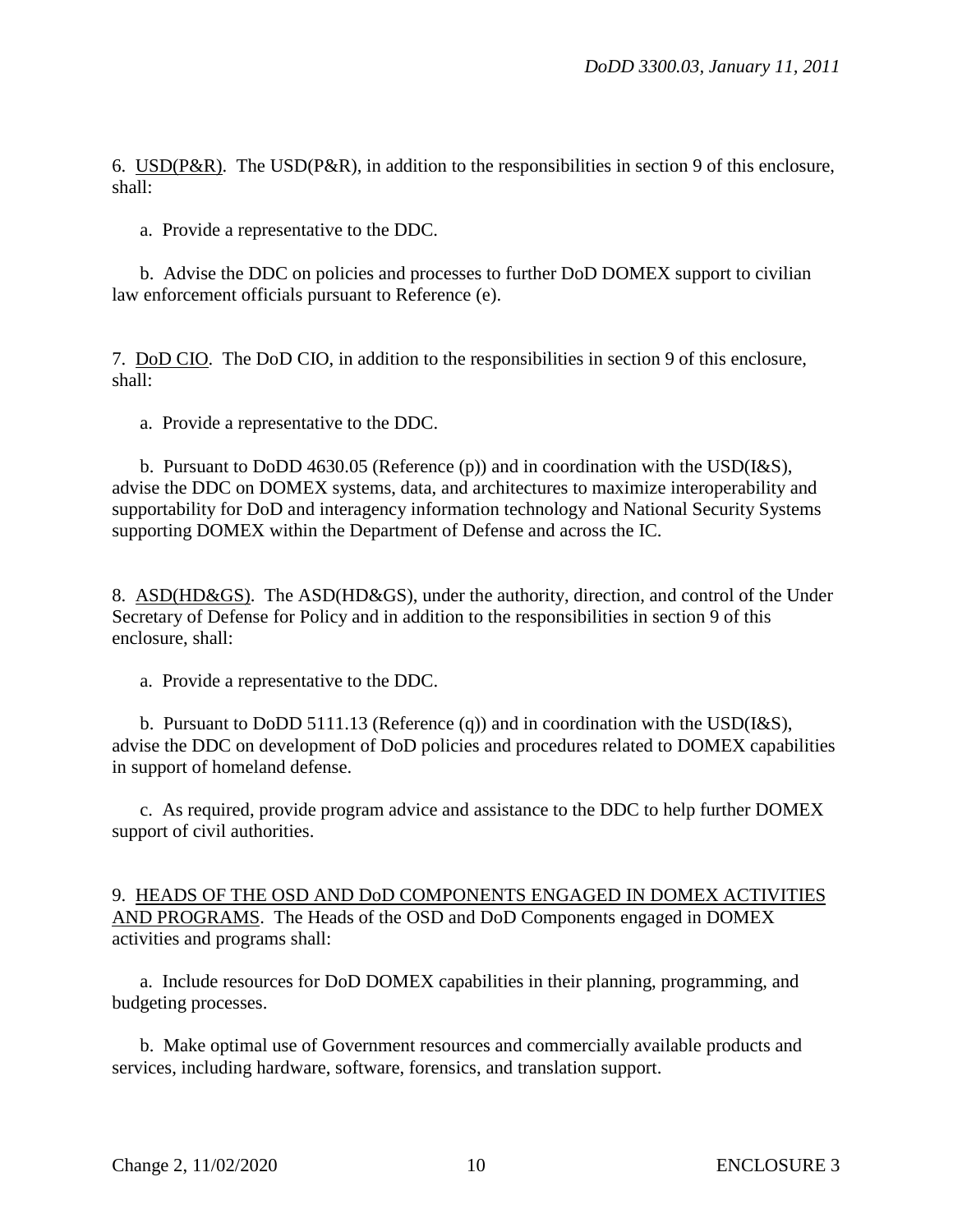6. USD(P&R). The USD(P&R), in addition to the responsibilities in section 9 of this enclosure, shall:

a. Provide a representative to the DDC.

b. Advise the DDC on policies and processes to further DoD DOMEX support to civilian law enforcement officials pursuant to Reference (e).

7. DoD CIO. The DoD CIO, in addition to the responsibilities in section 9 of this enclosure, shall:

a. Provide a representative to the DDC.

b. Pursuant to DoDD 4630.05 (Reference (p)) and in coordination with the USD(I&S), advise the DDC on DOMEX systems, data, and architectures to maximize interoperability and supportability for DoD and interagency information technology and National Security Systems supporting DOMEX within the Department of Defense and across the IC.

8. ASD(HD&GS). The ASD(HD&GS), under the authority, direction, and control of the Under Secretary of Defense for Policy and in addition to the responsibilities in section 9 of this enclosure, shall:

a. Provide a representative to the DDC.

b. Pursuant to DoDD 5111.13 (Reference (q)) and in coordination with the USD(I&S), advise the DDC on development of DoD policies and procedures related to DOMEX capabilities in support of homeland defense.

c. As required, provide program advice and assistance to the DDC to help further DOMEX support of civil authorities.

9. HEADS OF THE OSD AND DoD COMPONENTS ENGAGED IN DOMEX ACTIVITIES AND PROGRAMS. The Heads of the OSD and DoD Components engaged in DOMEX activities and programs shall:

a. Include resources for DoD DOMEX capabilities in their planning, programming, and budgeting processes.

b. Make optimal use of Government resources and commercially available products and services, including hardware, software, forensics, and translation support.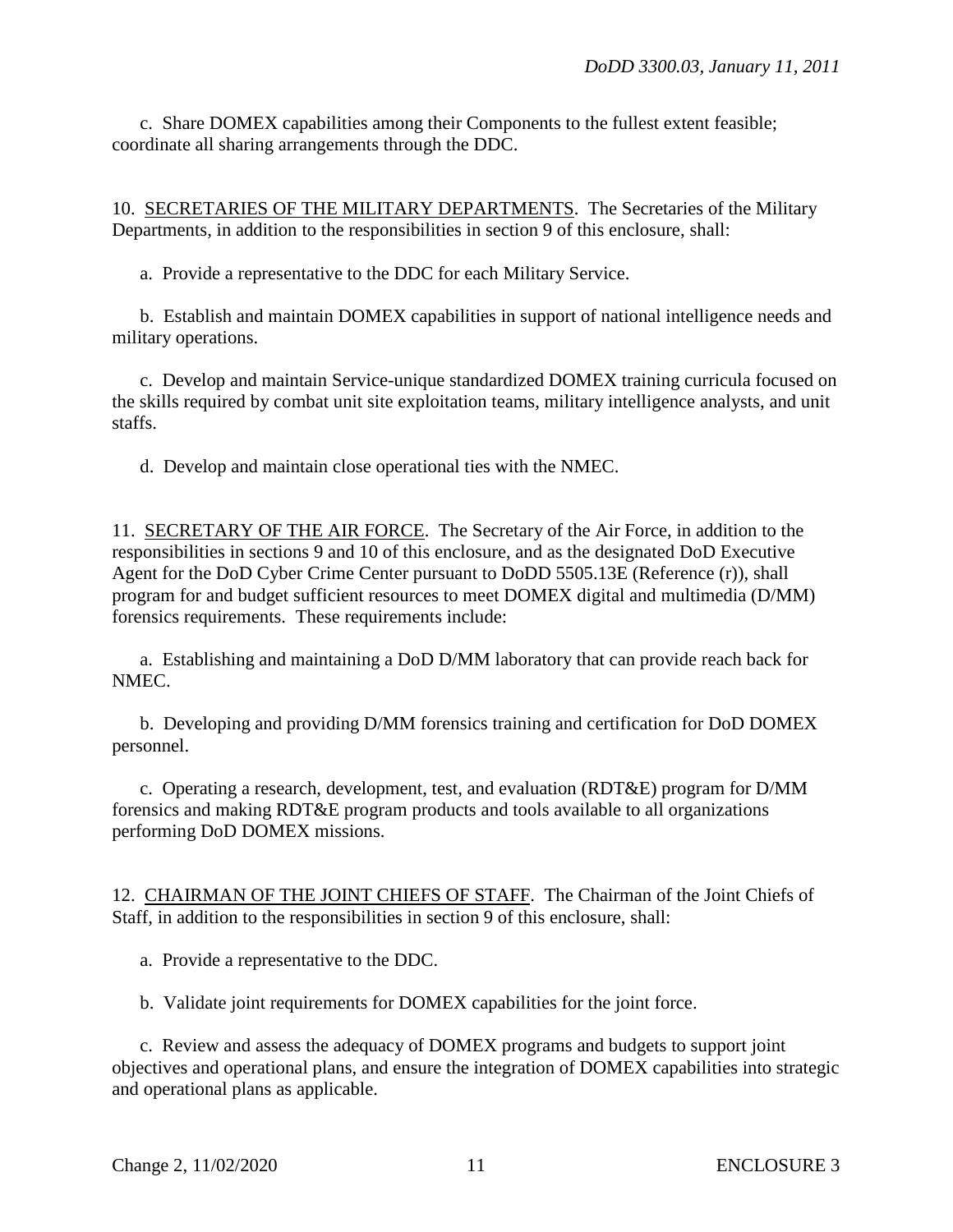c. Share DOMEX capabilities among their Components to the fullest extent feasible; coordinate all sharing arrangements through the DDC.

10. <u>SECRETARIES OF THE MILITARY DEPARTMENTS</u>. The Secretaries of the Military Departments, in addition to the responsibilities in section 9 of this enclosure, shall:

a. Provide a representative to the DDC for each Military Service.

b. Establish and maintain DOMEX capabilities in support of national intelligence needs and military operations.

c. Develop and maintain Service-unique standardized DOMEX training curricula focused on the skills required by combat unit site exploitation teams, military intelligence analysts, and unit staffs.

d. Develop and maintain close operational ties with the NMEC.

11. <u>SECRETARY OF THE AIR FORCE</u>. The Secretary of the Air Force, in addition to the responsibilities in sections 9 and 10 of this enclosure, and as the designated DoD Executive Agent for the DoD Cyber Crime Center pursuant to DoDD 5505.13E (Reference (r)), shall program for and budget sufficient resources to meet DOMEX digital and multimedia (D/MM) forensics requirements. These requirements include:

a. Establishing and maintaining a DoD D/MM laboratory that can provide reach back for NMEC.

b. Developing and providing D/MM forensics training and certification for DoD DOMEX personnel.

c. Operating a research, development, test, and evaluation (RDT&E) program for D/MM forensics and making RDT&E program products and tools available to all organizations performing DoD DOMEX missions.

12. <u>CHAIRMAN OF THE JOINT CHIEFS OF STAFF</u>. The Chairman of the Joint Chiefs of Staff, in addition to the responsibilities in section 9 of this enclosure, shall:

a. Provide a representative to the DDC.

b. Validate joint requirements for DOMEX capabilities for the joint force.

c. Review and assess the adequacy of DOMEX programs and budgets to support joint objectives and operational plans, and ensure the integration of DOMEX capabilities into strategic and operational plans as applicable.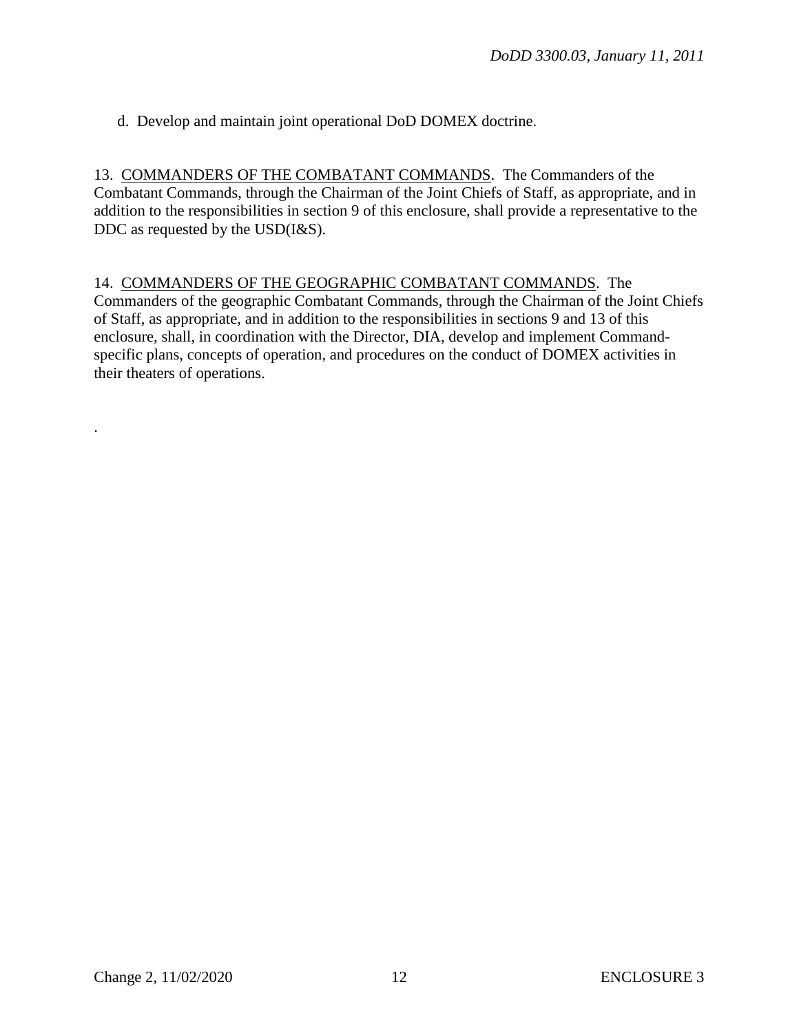d. Develop and maintain joint operational DoD DOMEX doctrine.

13. COMMANDERS OF THE COMBATANT COMMANDS. The Commanders of the Combatant Commands, through the Chairman of the Joint Chiefs of Staff, as appropriate, and in addition to the responsibilities in section 9 of this enclosure, shall provide a representative to the DDC as requested by the USD(I&S).

14. COMMANDERS OF THE GEOGRAPHIC COMBATANT COMMANDS. The Commanders of the geographic Combatant Commands, through the Chairman of the Joint Chiefs of Staff, as appropriate, and in addition to the responsibilities in sections 9 and 13 of this enclosure, shall, in coordination with the Director, DIA, develop and implement Command-specific plans, concepts of operation, and procedures on the conduct of DOMEX activities in their theaters of operations.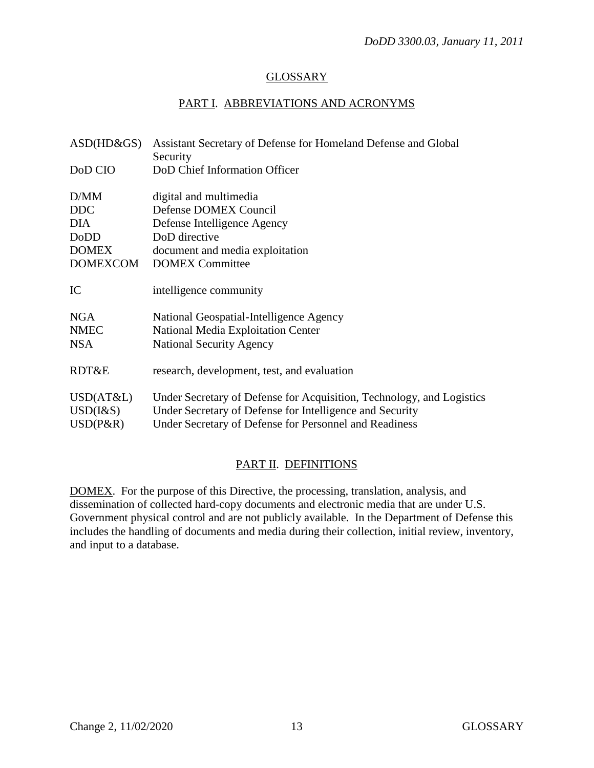# GLOSSARY

## PART I. ABBREVIATIONS AND ACRONYMS

| | |
|---|---|
| ASD(HD&GS) | Assistant Secretary of Defense for Homeland Defense and Global Security |
| DoD CIO | DoD Chief Information Officer |
| D/MM | digital and multimedia |
| DDC | Defense DOMEX Council |
| DIA | Defense Intelligence Agency |
| DoDD | DoD directive |
| DOMEX | document and media exploitation |
| DOMEXCOM | DOMEX Committee |
| IC | intelligence community |
| NGA | National Geospatial-Intelligence Agency |
| NMEC | National Media Exploitation Center |
| NSA | National Security Agency |
| RDT&E | research, development, test, and evaluation |
| USD(AT&L) | Under Secretary of Defense for Acquisition, Technology, and Logistics |
| USD(I&S) | Under Secretary of Defense for Intelligence and Security |
| USD(P&R) | Under Secretary of Defense for Personnel and Readiness |

## PART II. DEFINITIONS

DOMEX. For the purpose of this Directive, the processing, translation, analysis, and dissemination of collected hard-copy documents and electronic media that are under U.S. Government physical control and are not publicly available. In the Department of Defense this includes the handling of documents and media during their collection, initial review, inventory, and input to a database.